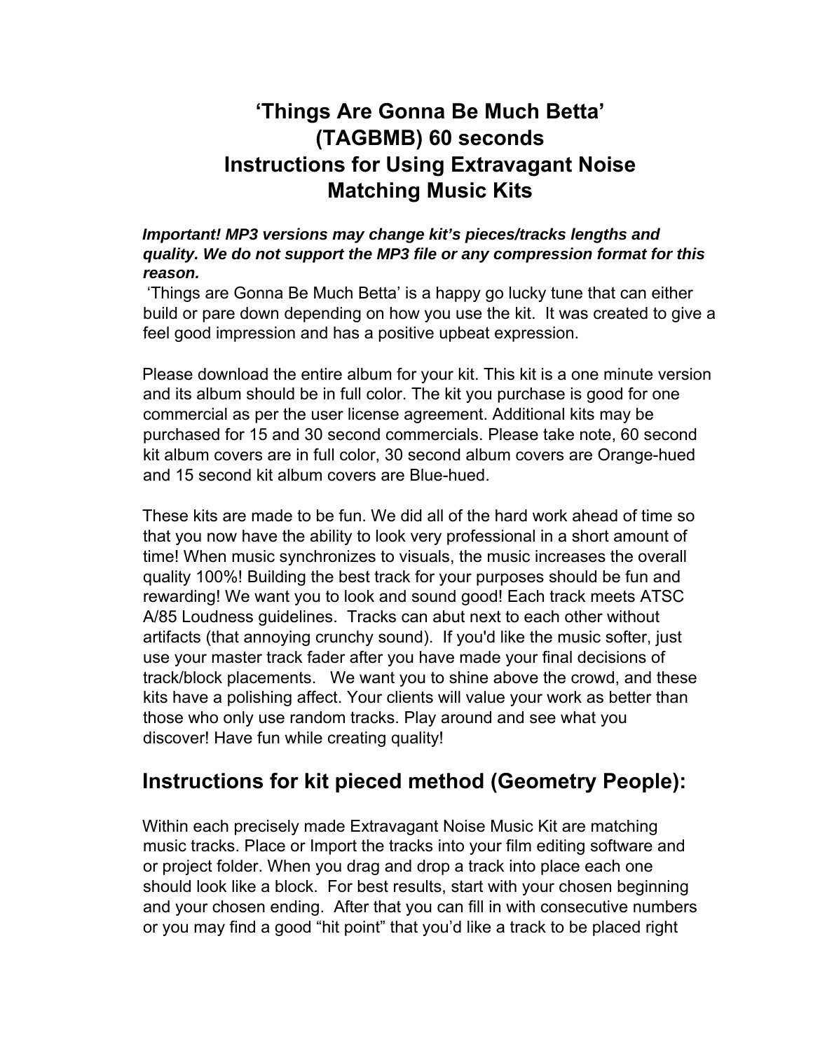# 'Things Are Gonna Be Much Betta' (TAGBMB) 60 seconds Instructions for Using Extravagant Noise Matching Music Kits

***Important! MP3 versions may change kit's pieces/tracks lengths and quality. We do not support the MP3 file or any compression format for this reason.***

'Things are Gonna Be Much Betta' is a happy go lucky tune that can either build or pare down depending on how you use the kit. It was created to give a feel good impression and has a positive upbeat expression.

Please download the entire album for your kit. This kit is a one minute version and its album should be in full color. The kit you purchase is good for one commercial as per the user license agreement. Additional kits may be purchased for 15 and 30 second commercials. Please take note, 60 second kit album covers are in full color, 30 second album covers are Orange-hued and 15 second kit album covers are Blue-hued.

These kits are made to be fun. We did all of the hard work ahead of time so that you now have the ability to look very professional in a short amount of time! When music synchronizes to visuals, the music increases the overall quality 100%! Building the best track for your purposes should be fun and rewarding! We want you to look and sound good! Each track meets ATSC A/85 Loudness guidelines. Tracks can abut next to each other without artifacts (that annoying crunchy sound). If you'd like the music softer, just use your master track fader after you have made your final decisions of track/block placements. We want you to shine above the crowd, and these kits have a polishing affect. Your clients will value your work as better than those who only use random tracks. Play around and see what you discover! Have fun while creating quality!

## Instructions for kit pieced method (Geometry People):

Within each precisely made Extravagant Noise Music Kit are matching music tracks. Place or Import the tracks into your film editing software and or project folder. When you drag and drop a track into place each one should look like a block. For best results, start with your chosen beginning and your chosen ending. After that you can fill in with consecutive numbers or you may find a good "hit point" that you'd like a track to be placed right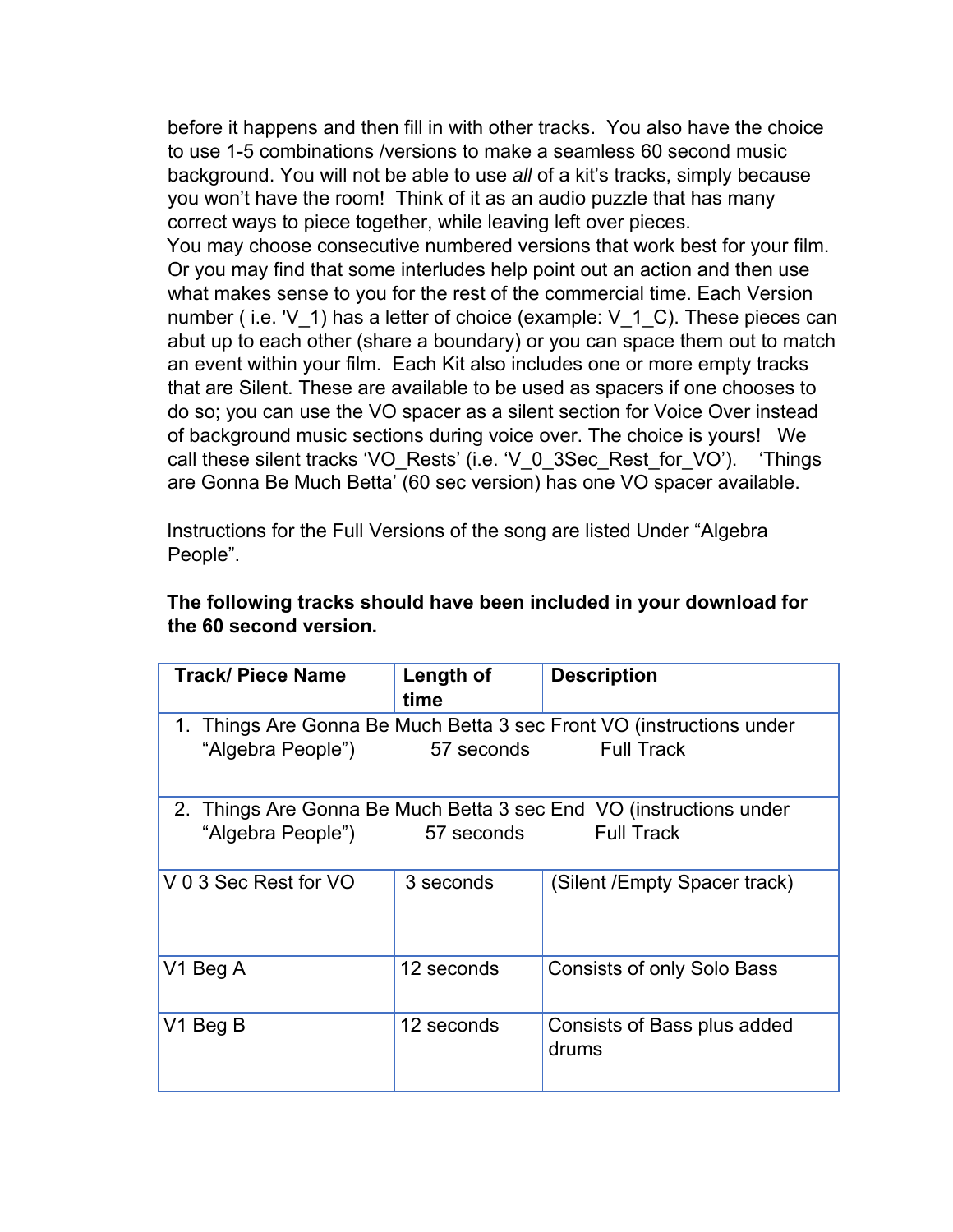before it happens and then fill in with other tracks. You also have the choice to use 1-5 combinations /versions to make a seamless 60 second music background. You will not be able to use *all* of a kit's tracks, simply because you won't have the room! Think of it as an audio puzzle that has many correct ways to piece together, while leaving left over pieces.
You may choose consecutive numbered versions that work best for your film. Or you may find that some interludes help point out an action and then use what makes sense to you for the rest of the commercial time. Each Version number ( i.e. 'V_1) has a letter of choice (example: V_1_C). These pieces can abut up to each other (share a boundary) or you can space them out to match an event within your film. Each Kit also includes one or more empty tracks that are Silent. These are available to be used as spacers if one chooses to do so; you can use the VO spacer as a silent section for Voice Over instead of background music sections during voice over. The choice is yours! We call these silent tracks 'VO_Rests' (i.e. 'V_0_3Sec_Rest_for_VO'). 'Things are Gonna Be Much Betta' (60 sec version) has one VO spacer available.

Instructions for the Full Versions of the song are listed Under "Algebra People".

**The following tracks should have been included in your download for the 60 second version.**

| Track/ Piece Name | Length of time | Description |
|---|---|---|
| 1. Things Are Gonna Be Much Betta 3 sec Front VO (instructions under "Algebra People") | 57 seconds | Full Track |
| 2. Things Are Gonna Be Much Betta 3 sec End VO (instructions under "Algebra People") | 57 seconds | Full Track |
| V 0 3 Sec Rest for VO | 3 seconds | (Silent /Empty Spacer track) |
| V1 Beg A | 12 seconds | Consists of only Solo Bass |
| V1 Beg B | 12 seconds | Consists of Bass plus added drums |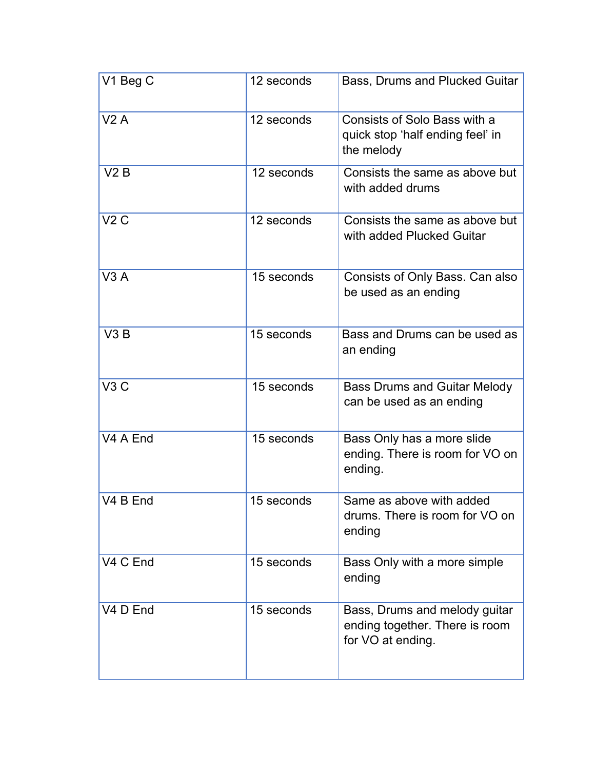| V1 Beg C | 12 seconds | Bass, Drums and Plucked Guitar |
|---|---|---|
| V2 A | 12 seconds | Consists of Solo Bass with a quick stop 'half ending feel' in the melody |
| V2 B | 12 seconds | Consists the same as above but with added drums |
| V2 C | 12 seconds | Consists the same as above but with added Plucked Guitar |
| V3 A | 15 seconds | Consists of Only Bass. Can also be used as an ending |
| V3 B | 15 seconds | Bass and Drums can be used as an ending |
| V3 C | 15 seconds | Bass Drums and Guitar Melody can be used as an ending |
| V4 A End | 15 seconds | Bass Only has a more slide ending. There is room for VO on ending. |
| V4 B End | 15 seconds | Same as above with added drums. There is room for VO on ending |
| V4 C End | 15 seconds | Bass Only with a more simple ending |
| V4 D End | 15 seconds | Bass, Drums and melody guitar ending together. There is room for VO at ending. |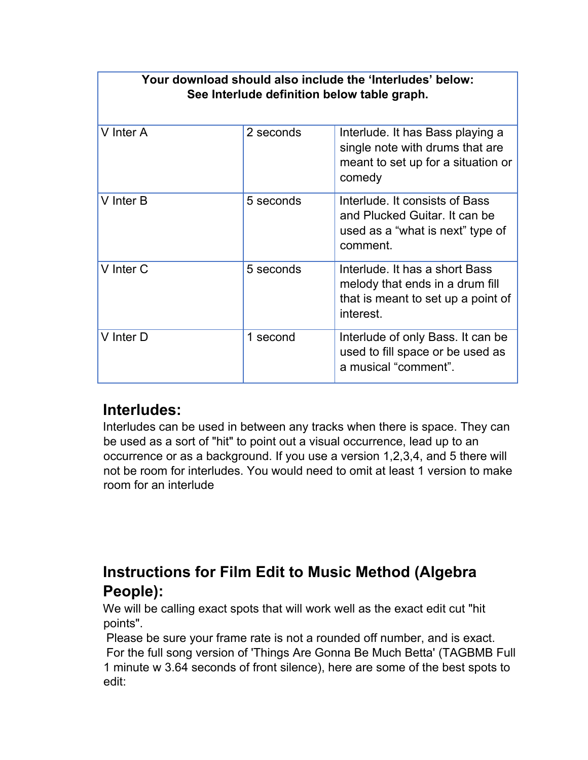| Your download should also include the 'Interludes' below: See Interlude definition below table graph. | | |
|---|---|---|
| V Inter A | 2 seconds | Interlude. It has Bass playing a single note with drums that are meant to set up for a situation or comedy |
| V Inter B | 5 seconds | Interlude. It consists of Bass and Plucked Guitar. It can be used as a "what is next" type of comment. |
| V Inter C | 5 seconds | Interlude. It has a short Bass melody that ends in a drum fill that is meant to set up a point of interest. |
| V Inter D | 1 second | Interlude of only Bass. It can be used to fill space or be used as a musical "comment". |

## Interludes:

Interludes can be used in between any tracks when there is space. They can be used as a sort of "hit" to point out a visual occurrence, lead up to an occurrence or as a background. If you use a version 1,2,3,4, and 5 there will not be room for interludes. You would need to omit at least 1 version to make room for an interlude

## Instructions for Film Edit to Music Method (Algebra People):

We will be calling exact spots that will work well as the exact edit cut "hit points".

Please be sure your frame rate is not a rounded off number, and is exact.

For the full song version of 'Things Are Gonna Be Much Betta' (TAGBMB Full 1 minute w 3.64 seconds of front silence), here are some of the best spots to edit: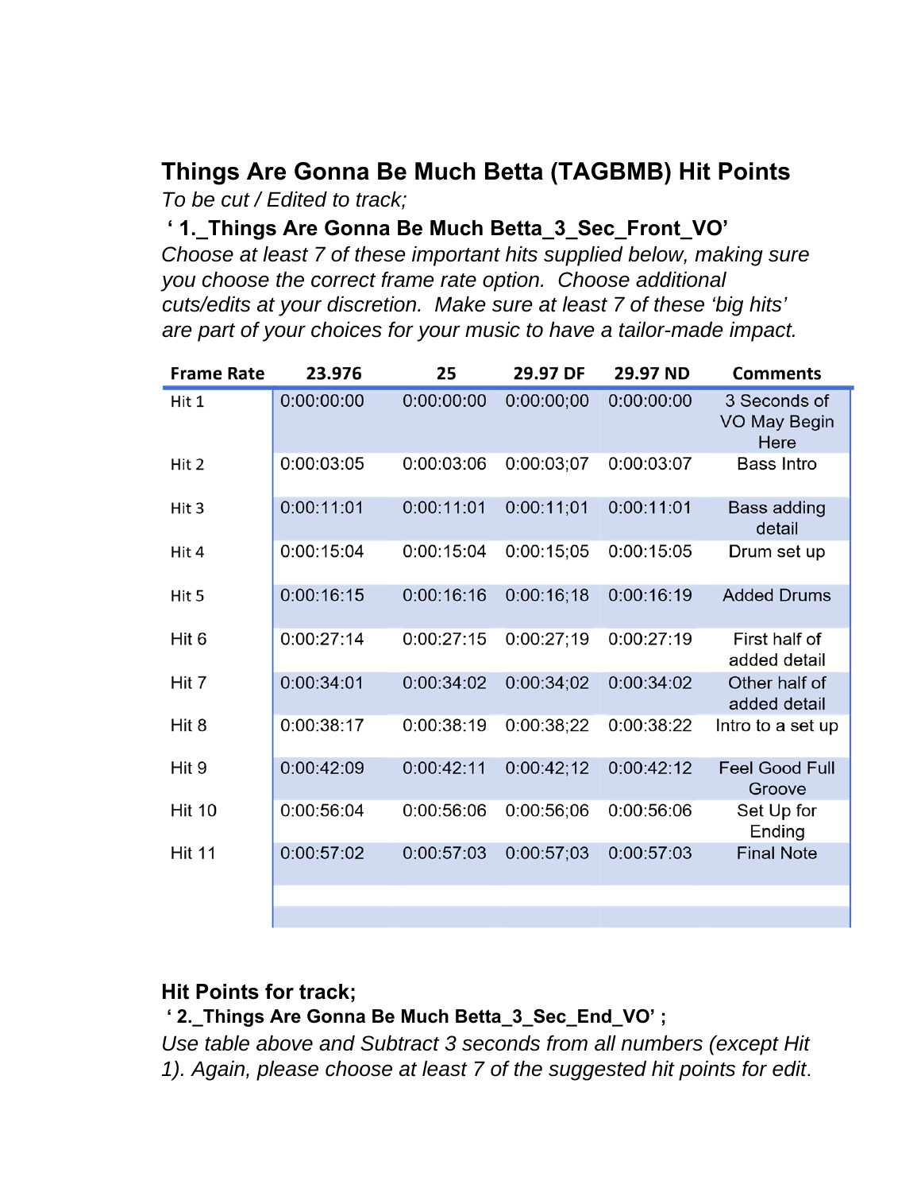## Things Are Gonna Be Much Betta (TAGBMB) Hit Points

*To be cut / Edited to track;*

**' 1._Things Are Gonna Be Much Betta_3_Sec_Front_VO'**

*Choose at least 7 of these important hits supplied below, making sure you choose the correct frame rate option. Choose additional cuts/edits at your discretion. Make sure at least 7 of these 'big hits' are part of your choices for your music to have a tailor-made impact.*

| Frame Rate | 23.976 | 25 | 29.97 DF | 29.97 ND | Comments |
|---|---|---|---|---|---|
| Hit 1 | 0:00:00:00 | 0:00:00:00 | 0:00:00;00 | 0:00:00:00 | 3 Seconds of VO May Begin Here |
| Hit 2 | 0:00:03:05 | 0:00:03:06 | 0:00:03;07 | 0:00:03:07 | Bass Intro |
| Hit 3 | 0:00:11:01 | 0:00:11:01 | 0:00:11;01 | 0:00:11:01 | Bass adding detail |
| Hit 4 | 0:00:15:04 | 0:00:15:04 | 0:00:15;05 | 0:00:15:05 | Drum set up |
| Hit 5 | 0:00:16:15 | 0:00:16:16 | 0:00:16;18 | 0:00:16:19 | Added Drums |
| Hit 6 | 0:00:27:14 | 0:00:27:15 | 0:00:27;19 | 0:00:27:19 | First half of added detail |
| Hit 7 | 0:00:34:01 | 0:00:34:02 | 0:00:34;02 | 0:00:34:02 | Other half of added detail |
| Hit 8 | 0:00:38:17 | 0:00:38:19 | 0:00:38;22 | 0:00:38:22 | Intro to a set up |
| Hit 9 | 0:00:42:09 | 0:00:42:11 | 0:00:42;12 | 0:00:42:12 | Feel Good Full Groove |
| Hit 10 | 0:00:56:04 | 0:00:56:06 | 0:00:56;06 | 0:00:56:06 | Set Up for Ending |
| Hit 11 | 0:00:57:02 | 0:00:57:03 | 0:00:57;03 | 0:00:57:03 | Final Note |

## Hit Points for track;

**' 2._Things Are Gonna Be Much Betta_3_Sec_End_VO' ;**

*Use table above and Subtract 3 seconds from all numbers (except Hit 1). Again, please choose at least 7 of the suggested hit points for edit.*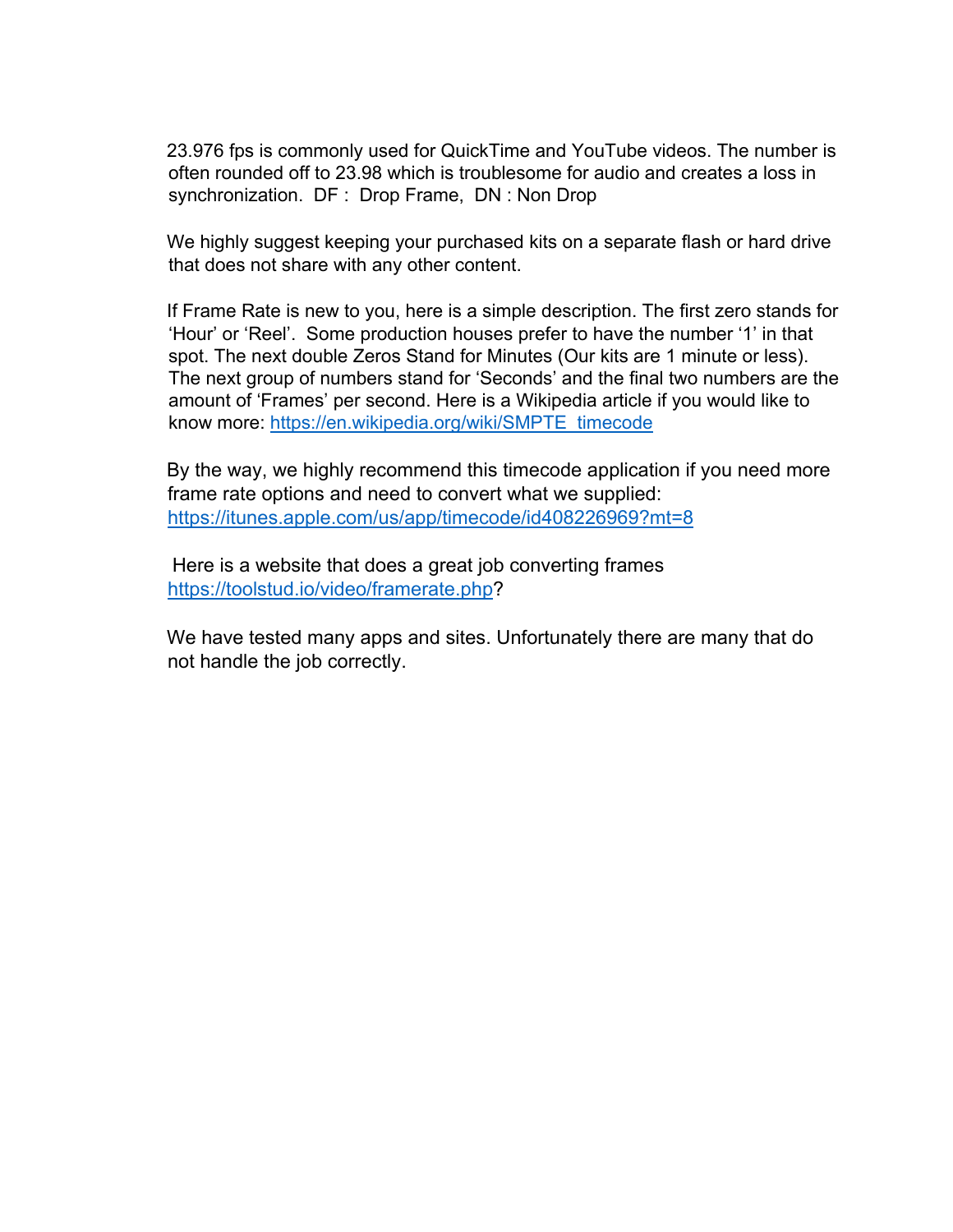23.976 fps is commonly used for QuickTime and YouTube videos. The number is often rounded off to 23.98 which is troublesome for audio and creates a loss in synchronization. DF : Drop Frame, DN : Non Drop

We highly suggest keeping your purchased kits on a separate flash or hard drive that does not share with any other content.

If Frame Rate is new to you, here is a simple description. The first zero stands for 'Hour' or 'Reel'. Some production houses prefer to have the number '1' in that spot. The next double Zeros Stand for Minutes (Our kits are 1 minute or less). The next group of numbers stand for 'Seconds' and the final two numbers are the amount of 'Frames' per second. Here is a Wikipedia article if you would like to know more: https://en.wikipedia.org/wiki/SMPTE_timecode

By the way, we highly recommend this timecode application if you need more frame rate options and need to convert what we supplied: https://itunes.apple.com/us/app/timecode/id408226969?mt=8

Here is a website that does a great job converting frames https://toolstud.io/video/framerate.php?

We have tested many apps and sites. Unfortunately there are many that do not handle the job correctly.